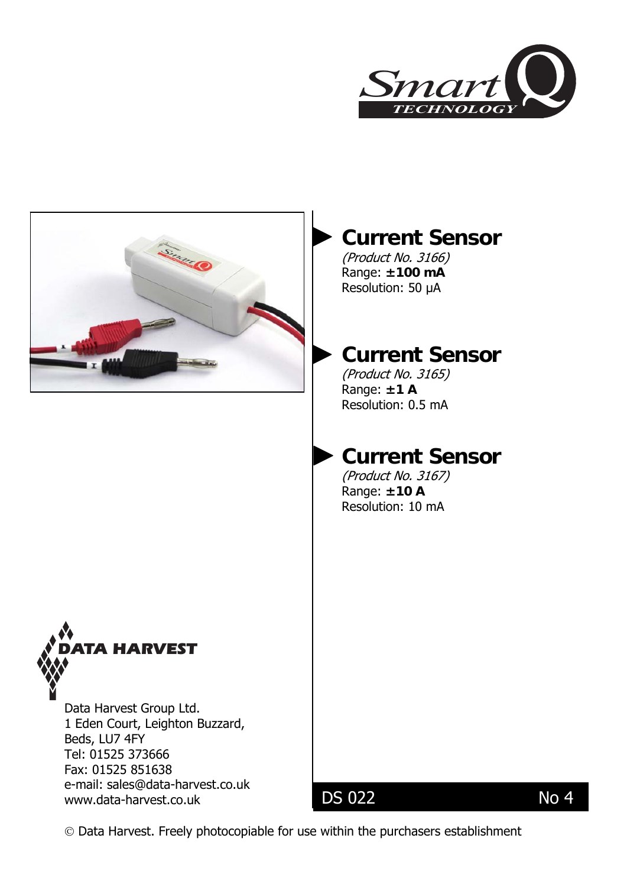# Current Sensor

*(Product No. 3166)*
Range: **±100 mA**
Resolution: 50 µA

# Current Sensor

*(Product No. 3165)*
Range: **±1 A**
Resolution: 0.5 mA

# Current Sensor

*(Product No. 3167)*
Range: **±10 A**
Resolution: 10 mA

**DATA HARVEST**

Data Harvest Group Ltd.
1 Eden Court, Leighton Buzzard,
Beds, LU7 4FY
Tel: 01525 373666
Fax: 01525 851638
e-mail: sales@data-harvest.co.uk
www.data-harvest.co.uk

DS 022 No 4

© Data Harvest. Freely photocopiable for use within the purchasers establishment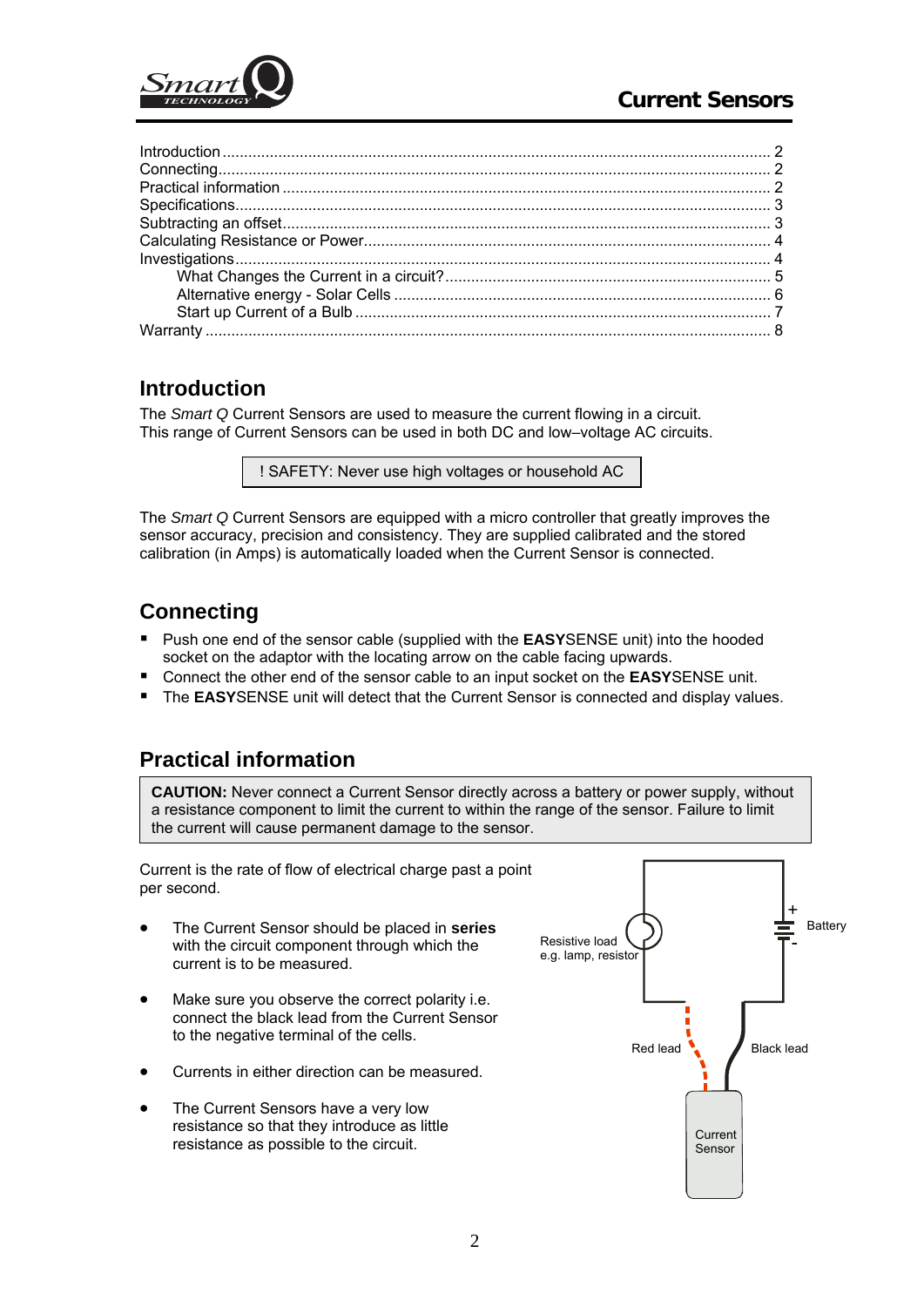# Current Sensors

Introduction ........................................................................................................................ 2
Connecting.......................................................................................................................... 2
Practical information ........................................................................................................... 2
Specifications...................................................................................................................... 3
Subtracting an offset........................................................................................................... 3
Calculating Resistance or Power......................................................................................... 4
Investigations....................................................................................................................... 4
    What Changes the Current in a circuit?........................................................................ 5
    Alternative energy - Solar Cells .................................................................................... 6
    Start up Current of a Bulb ............................................................................................. 7
Warranty ............................................................................................................................. 8

## Introduction

The *Smart Q* Current Sensors are used to measure the current flowing in a circuit.
This range of Current Sensors can be used in both DC and low–voltage AC circuits.

> ! SAFETY: Never use high voltages or household AC

The *Smart Q* Current Sensors are equipped with a micro controller that greatly improves the sensor accuracy, precision and consistency. They are supplied calibrated and the stored calibration (in Amps) is automatically loaded when the Current Sensor is connected.

## Connecting

- Push one end of the sensor cable (supplied with the **EASY**SENSE unit) into the hooded socket on the adaptor with the locating arrow on the cable facing upwards.
- Connect the other end of the sensor cable to an input socket on the **EASY**SENSE unit.
- The **EASY**SENSE unit will detect that the Current Sensor is connected and display values.

## Practical information

> **CAUTION:** Never connect a Current Sensor directly across a battery or power supply, without a resistance component to limit the current to within the range of the sensor. Failure to limit the current will cause permanent damage to the sensor.

Current is the rate of flow of electrical charge past a point per second.

- The Current Sensor should be placed in **series** with the circuit component through which the current is to be measured.
- Make sure you observe the correct polarity i.e. connect the black lead from the Current Sensor to the negative terminal of the cells.
- Currents in either direction can be measured.
- The Current Sensors have a very low resistance so that they introduce as little resistance as possible to the circuit.

Resistive load e.g. lamp, resistor

Battery

Red lead

Black lead

Current Sensor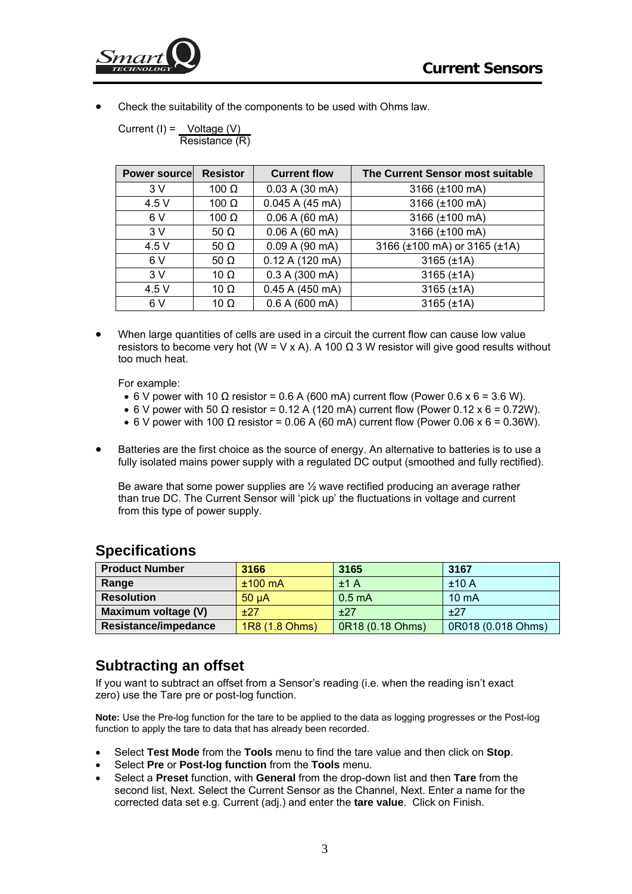- Check the suitability of the components to be used with Ohms law.

  $$\text{Current (I)} = \frac{\text{Voltage (V)}}{\text{Resistance (R)}}$$

| Power source | Resistor | Current flow | The Current Sensor most suitable |
|---|---|---|---|
| 3 V | 100 Ω | 0.03 A (30 mA) | 3166 (±100 mA) |
| 4.5 V | 100 Ω | 0.045 A (45 mA) | 3166 (±100 mA) |
| 6 V | 100 Ω | 0.06 A (60 mA) | 3166 (±100 mA) |
| 3 V | 50 Ω | 0.06 A (60 mA) | 3166 (±100 mA) |
| 4.5 V | 50 Ω | 0.09 A (90 mA) | 3166 (±100 mA) or 3165 (±1A) |
| 6 V | 50 Ω | 0.12 A (120 mA) | 3165 (±1A) |
| 3 V | 10 Ω | 0.3 A (300 mA) | 3165 (±1A) |
| 4.5 V | 10 Ω | 0.45 A (450 mA) | 3165 (±1A) |
| 6 V | 10 Ω | 0.6 A (600 mA) | 3165 (±1A) |

- When large quantities of cells are used in a circuit the current flow can cause low value resistors to become very hot (W = V x A). A 100 Ω 3 W resistor will give good results without too much heat.

  For example:
  - 6 V power with 10 Ω resistor = 0.6 A (600 mA) current flow (Power 0.6 x 6 = 3.6 W).
  - 6 V power with 50 Ω resistor = 0.12 A (120 mA) current flow (Power 0.12 x 6 = 0.72W).
  - 6 V power with 100 Ω resistor = 0.06 A (60 mA) current flow (Power 0.06 x 6 = 0.36W).

- Batteries are the first choice as the source of energy. An alternative to batteries is to use a fully isolated mains power supply with a regulated DC output (smoothed and fully rectified).

  Be aware that some power supplies are ½ wave rectified producing an average rather than true DC. The Current Sensor will 'pick up' the fluctuations in voltage and current from this type of power supply.

## Specifications

| Product Number | 3166 | 3165 | 3167 |
|---|---|---|---|
| **Range** | ±100 mA | ±1 A | ±10 A |
| **Resolution** | 50 µA | 0.5 mA | 10 mA |
| **Maximum voltage (V)** | ±27 | ±27 | ±27 |
| **Resistance/impedance** | 1R8 (1.8 Ohms) | 0R18 (0.18 Ohms) | 0R018 (0.018 Ohms) |

## Subtracting an offset

If you want to subtract an offset from a Sensor's reading (i.e. when the reading isn't exact zero) use the Tare pre or post-log function.

**Note:** Use the Pre-log function for the tare to be applied to the data as logging progresses or the Post-log function to apply the tare to data that has already been recorded.

- Select **Test Mode** from the **Tools** menu to find the tare value and then click on **Stop**.
- Select **Pre** or **Post-log function** from the **Tools** menu.
- Select a **Preset** function, with **General** from the drop-down list and then **Tare** from the second list, Next. Select the Current Sensor as the Channel, Next. Enter a name for the corrected data set e.g. Current (adj.) and enter the **tare value**. Click on Finish.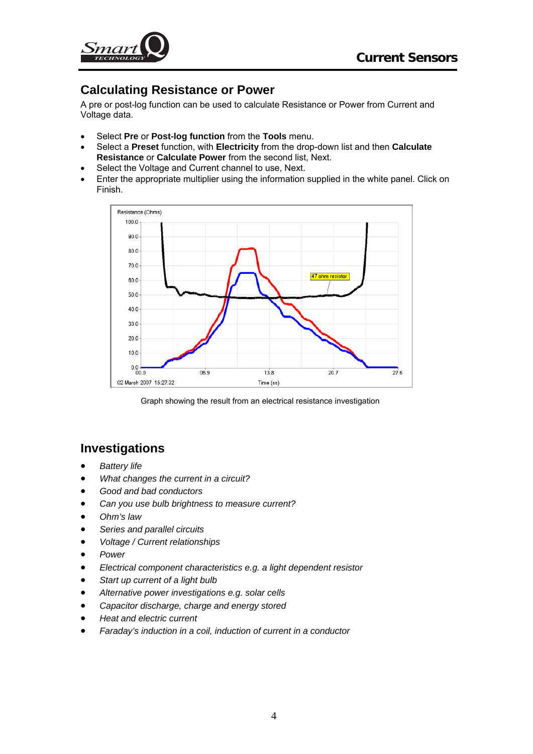## Calculating Resistance or Power

A pre or post-log function can be used to calculate Resistance or Power from Current and Voltage data.

- Select **Pre** or **Post-log function** from the **Tools** menu.
- Select a **Preset** function, with **Electricity** from the drop-down list and then **Calculate Resistance** or **Calculate Power** from the second list, Next.
- Select the Voltage and Current channel to use, Next.
- Enter the appropriate multiplier using the information supplied in the white panel. Click on Finish.

Graph showing the result from an electrical resistance investigation

## Investigations

- *Battery life*
- *What changes the current in a circuit?*
- *Good and bad conductors*
- *Can you use bulb brightness to measure current?*
- *Ohm's law*
- *Series and parallel circuits*
- *Voltage / Current relationships*
- *Power*
- *Electrical component characteristics e.g. a light dependent resistor*
- *Start up current of a light bulb*
- *Alternative power investigations e.g. solar cells*
- *Capacitor discharge, charge and energy stored*
- *Heat and electric current*
- *Faraday's induction in a coil, induction of current in a conductor*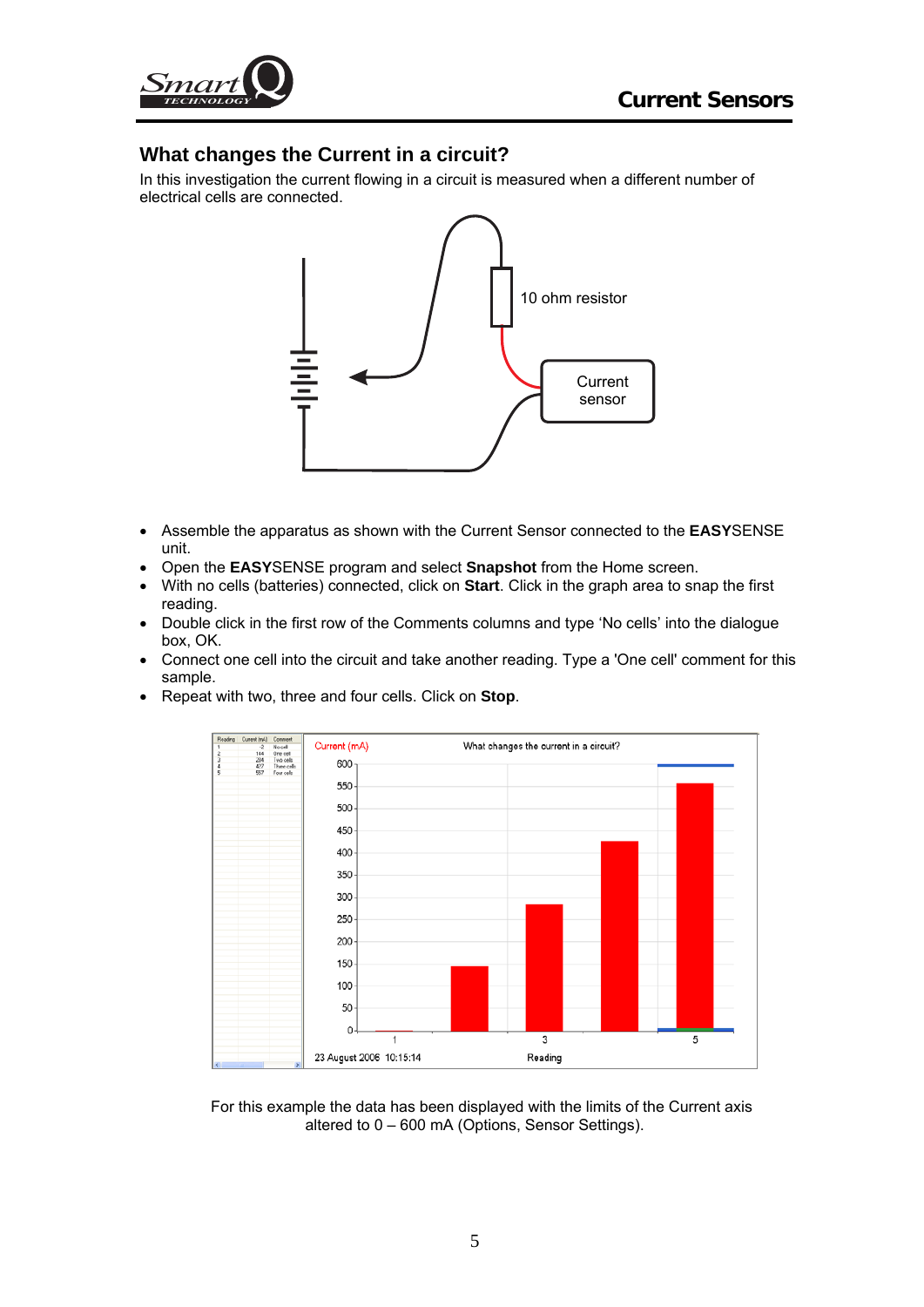## What changes the Current in a circuit?

In this investigation the current flowing in a circuit is measured when a different number of electrical cells are connected.

- Assemble the apparatus as shown with the Current Sensor connected to the **EASY**SENSE unit.
- Open the **EASY**SENSE program and select **Snapshot** from the Home screen.
- With no cells (batteries) connected, click on **Start**. Click in the graph area to snap the first reading.
- Double click in the first row of the Comments columns and type 'No cells' into the dialogue box, OK.
- Connect one cell into the circuit and take another reading. Type a 'One cell' comment for this sample.
- Repeat with two, three and four cells. Click on **Stop**.

For this example the data has been displayed with the limits of the Current axis altered to 0 – 600 mA (Options, Sensor Settings).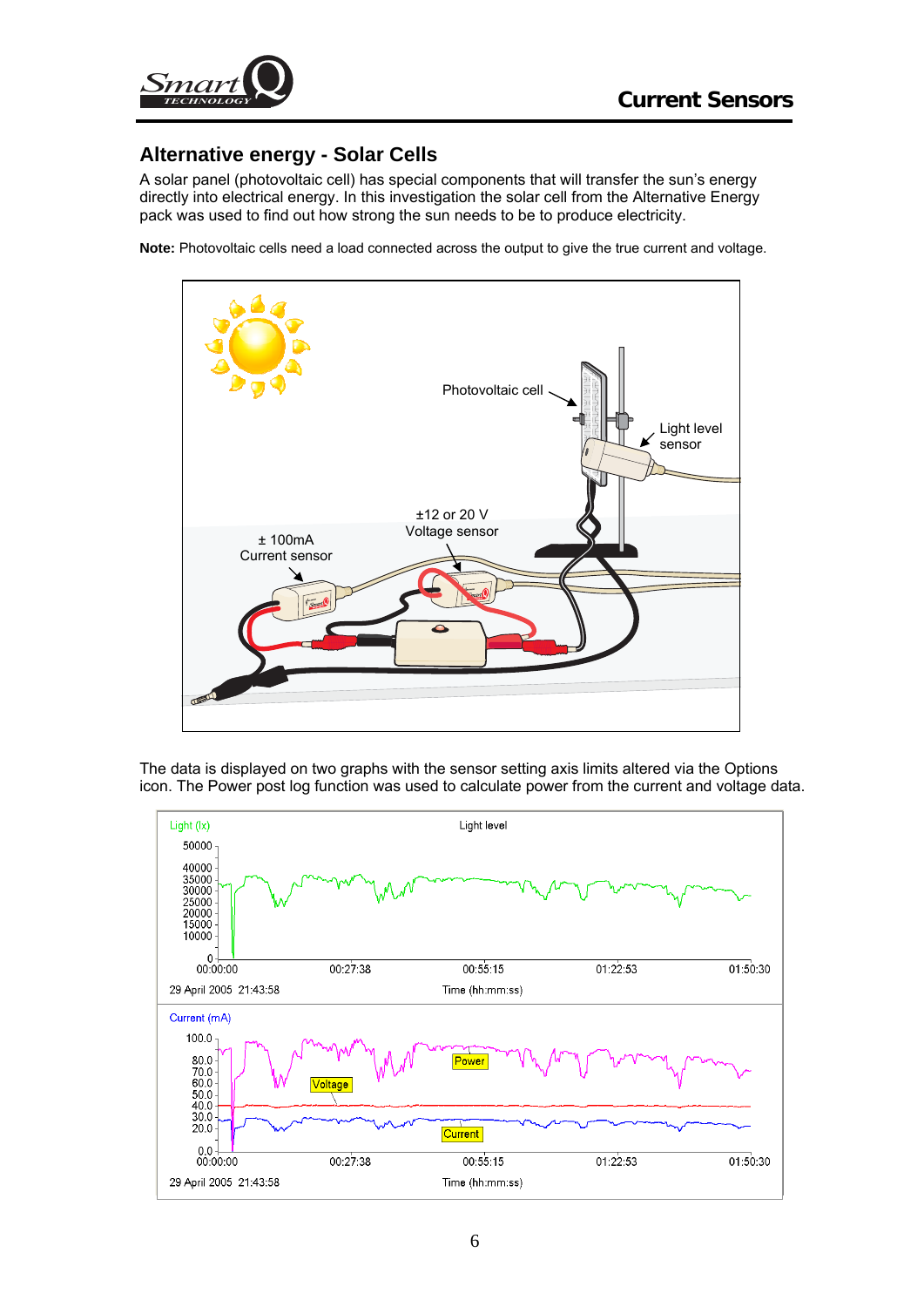## Alternative energy - Solar Cells

A solar panel (photovoltaic cell) has special components that will transfer the sun's energy directly into electrical energy. In this investigation the solar cell from the Alternative Energy pack was used to find out how strong the sun needs to be to produce electricity.

**Note:** Photovoltaic cells need a load connected across the output to give the true current and voltage.

The data is displayed on two graphs with the sensor setting axis limits altered via the Options icon. The Power post log function was used to calculate power from the current and voltage data.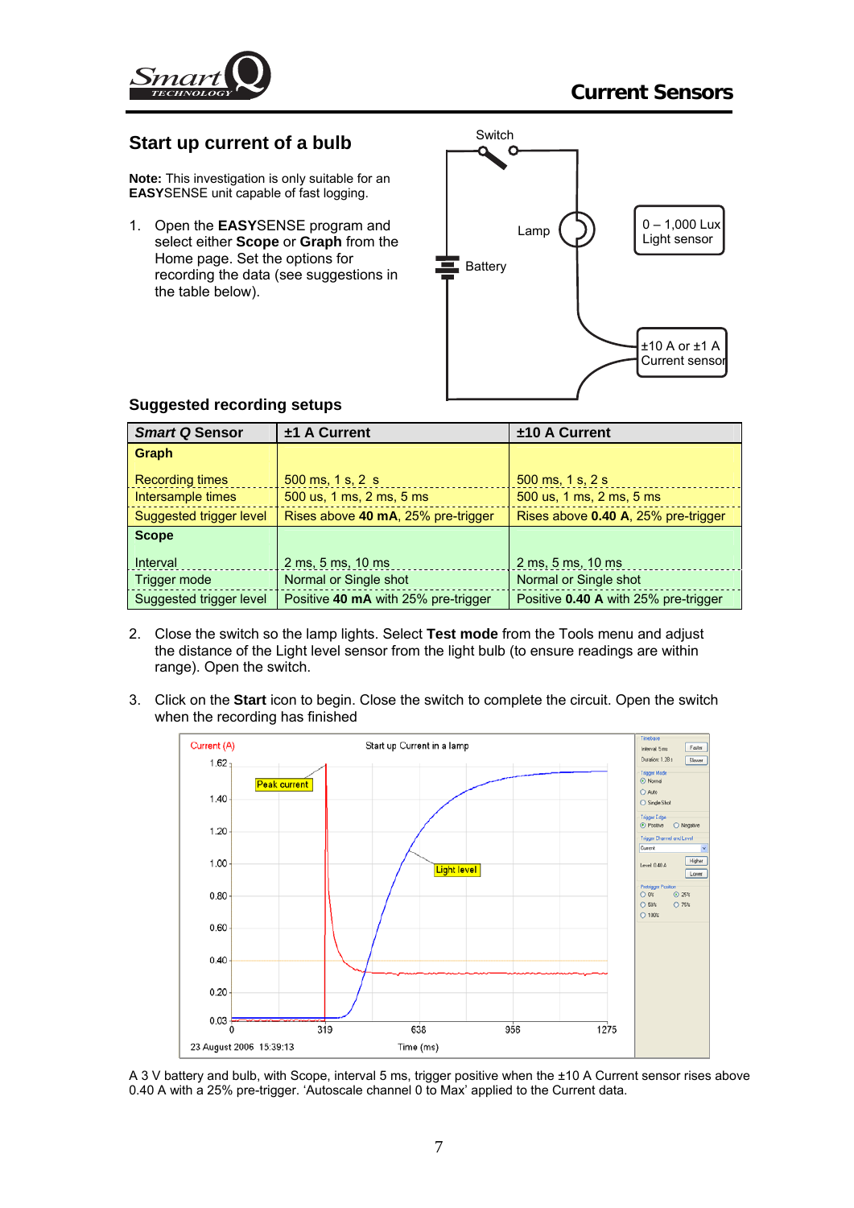## Start up current of a bulb

**Note:** This investigation is only suitable for an **EASY**SENSE unit capable of fast logging.

1. Open the **EASYSENSE** program and select either **Scope** or **Graph** from the Home page. Set the options for recording the data (see suggestions in the table below).

### Suggested recording setups

| *Smart Q* Sensor | ±1 A Current | ±10 A Current |
|---|---|---|
| **Graph** | | |
| Recording times | 500 ms, 1 s, 2 s | 500 ms, 1 s, 2 s |
| Intersample times | 500 us, 1 ms, 2 ms, 5 ms | 500 us, 1 ms, 2 ms, 5 ms |
| Suggested trigger level | Rises above **40 mA**, 25% pre-trigger | Rises above **0.40 A**, 25% pre-trigger |
| **Scope** | | |
| Interval | 2 ms, 5 ms, 10 ms | 2 ms, 5 ms, 10 ms |
| Trigger mode | Normal or Single shot | Normal or Single shot |
| Suggested trigger level | Positive **40 mA** with 25% pre-trigger | Positive **0.40 A** with 25% pre-trigger |

2. Close the switch so the lamp lights. Select **Test mode** from the Tools menu and adjust the distance of the Light level sensor from the light bulb (to ensure readings are within range). Open the switch.

3. Click on the **Start** icon to begin. Close the switch to complete the circuit. Open the switch when the recording has finished

A 3 V battery and bulb, with Scope, interval 5 ms, trigger positive when the ±10 A Current sensor rises above 0.40 A with a 25% pre-trigger. 'Autoscale channel 0 to Max' applied to the Current data.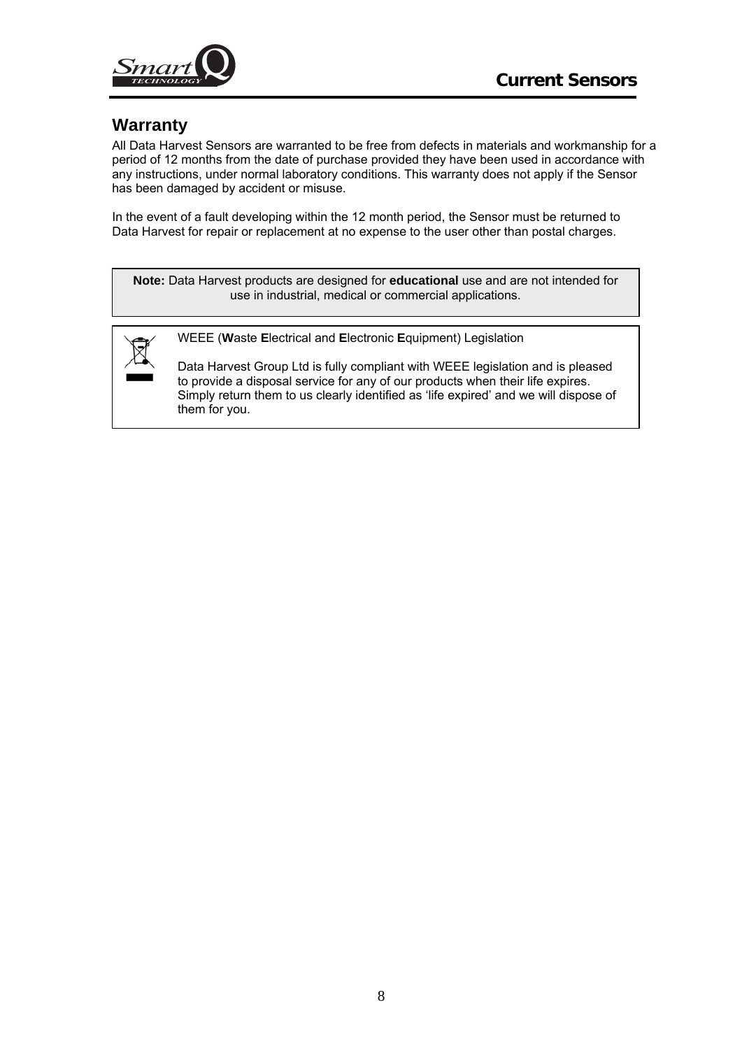## Warranty

All Data Harvest Sensors are warranted to be free from defects in materials and workmanship for a period of 12 months from the date of purchase provided they have been used in accordance with any instructions, under normal laboratory conditions. This warranty does not apply if the Sensor has been damaged by accident or misuse.

In the event of a fault developing within the 12 month period, the Sensor must be returned to Data Harvest for repair or replacement at no expense to the user other than postal charges.

**Note:** Data Harvest products are designed for **educational** use and are not intended for use in industrial, medical or commercial applications.

WEEE (**W**aste **E**lectrical and **E**lectronic **E**quipment) Legislation

Data Harvest Group Ltd is fully compliant with WEEE legislation and is pleased to provide a disposal service for any of our products when their life expires. Simply return them to us clearly identified as 'life expired' and we will dispose of them for you.